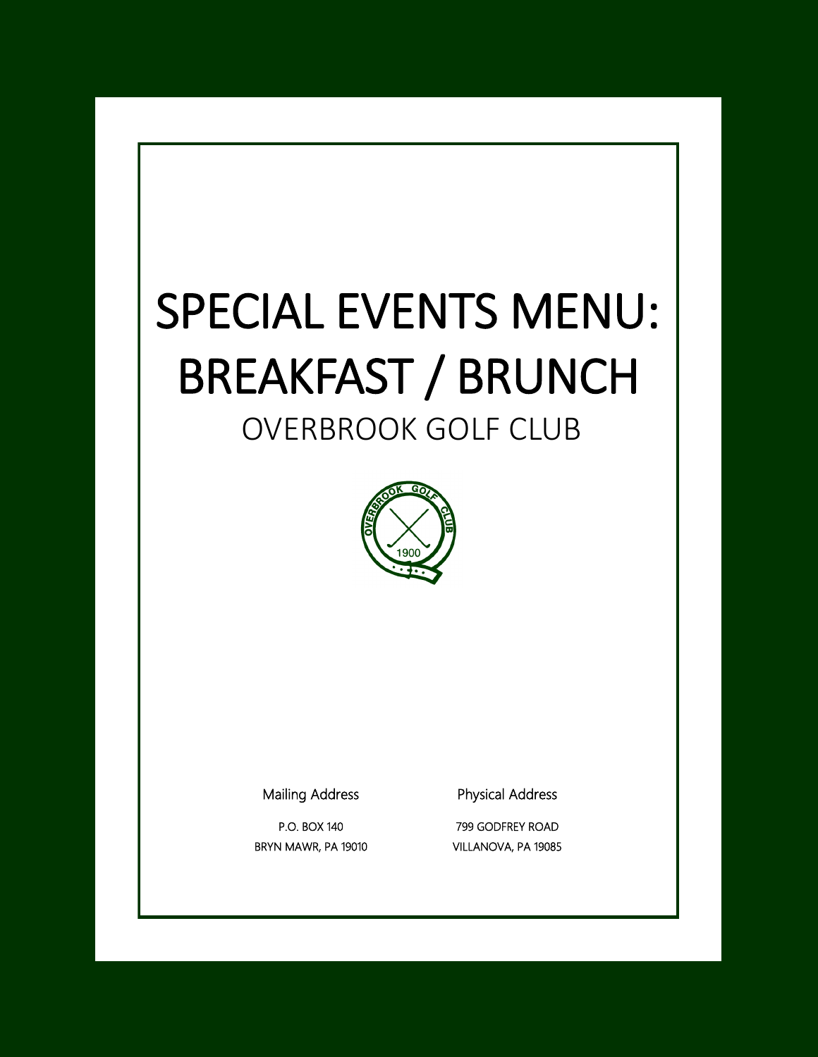# SPECIAL EVENTS MENU: BREAKFAST / BRUNCH

## OVERBROOK GOLF CLUB

Mailing Address

P.O. BOX 140
BRYN MAWR, PA 19010

Physical Address

799 GODFREY ROAD
VILLANOVA, PA 19085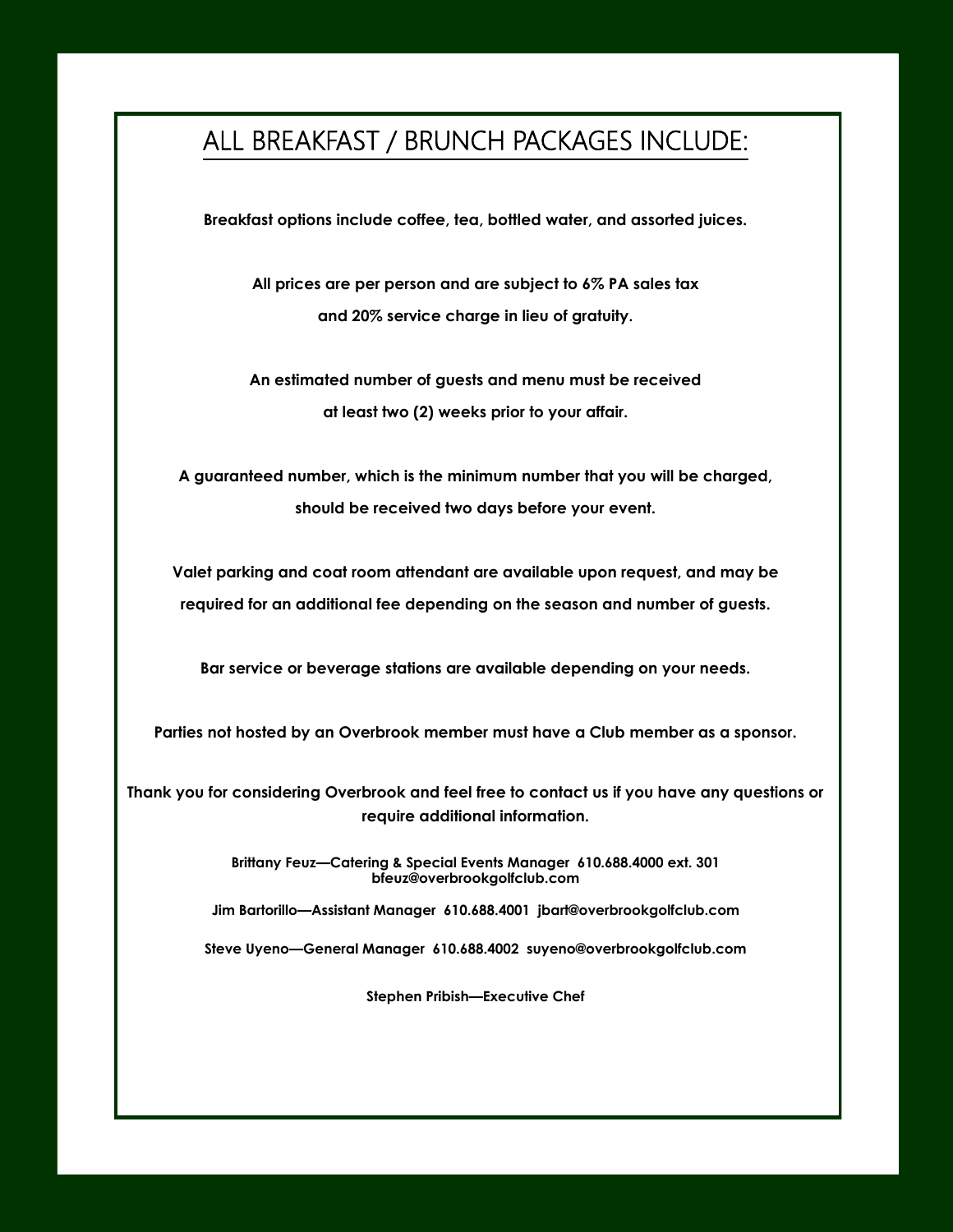# ALL BREAKFAST / BRUNCH PACKAGES INCLUDE:

**Breakfast options include coffee, tea, bottled water, and assorted juices.**

**All prices are per person and are subject to 6% PA sales tax and 20% service charge in lieu of gratuity.**

**An estimated number of guests and menu must be received at least two (2) weeks prior to your affair.**

**A guaranteed number, which is the minimum number that you will be charged, should be received two days before your event.**

**Valet parking and coat room attendant are available upon request, and may be required for an additional fee depending on the season and number of guests.**

**Bar service or beverage stations are available depending on your needs.**

**Parties not hosted by an Overbrook member must have a Club member as a sponsor.**

**Thank you for considering Overbrook and feel free to contact us if you have any questions or require additional information.**

**Brittany Feuz—Catering & Special Events Manager 610.688.4000 ext. 301 bfeuz@overbrookgolfclub.com**

**Jim Bartorillo—Assistant Manager 610.688.4001 jbart@overbrookgolfclub.com**

**Steve Uyeno—General Manager 610.688.4002 suyeno@overbrookgolfclub.com**

**Stephen Pribish—Executive Chef**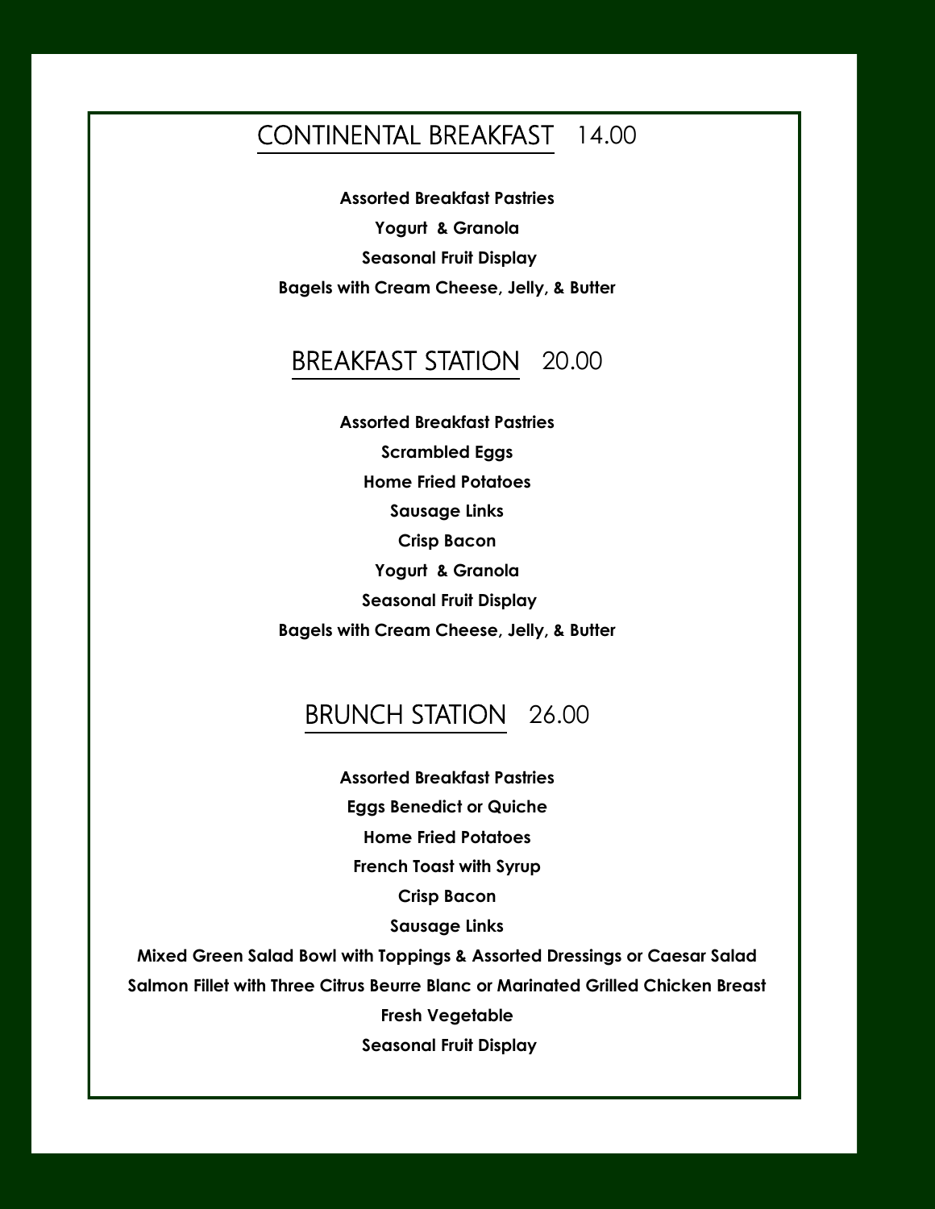## CONTINENTAL BREAKFAST 14.00

**Assorted Breakfast Pastries**

**Yogurt & Granola**

**Seasonal Fruit Display**

**Bagels with Cream Cheese, Jelly, & Butter**

## BREAKFAST STATION 20.00

**Assorted Breakfast Pastries**

**Scrambled Eggs**

**Home Fried Potatoes**

**Sausage Links**

**Crisp Bacon**

**Yogurt & Granola**

**Seasonal Fruit Display**

**Bagels with Cream Cheese, Jelly, & Butter**

## BRUNCH STATION 26.00

**Assorted Breakfast Pastries**

**Eggs Benedict or Quiche**

**Home Fried Potatoes**

**French Toast with Syrup**

**Crisp Bacon**

**Sausage Links**

**Mixed Green Salad Bowl with Toppings & Assorted Dressings or Caesar Salad**

**Salmon Fillet with Three Citrus Beurre Blanc or Marinated Grilled Chicken Breast**

**Fresh Vegetable**

**Seasonal Fruit Display**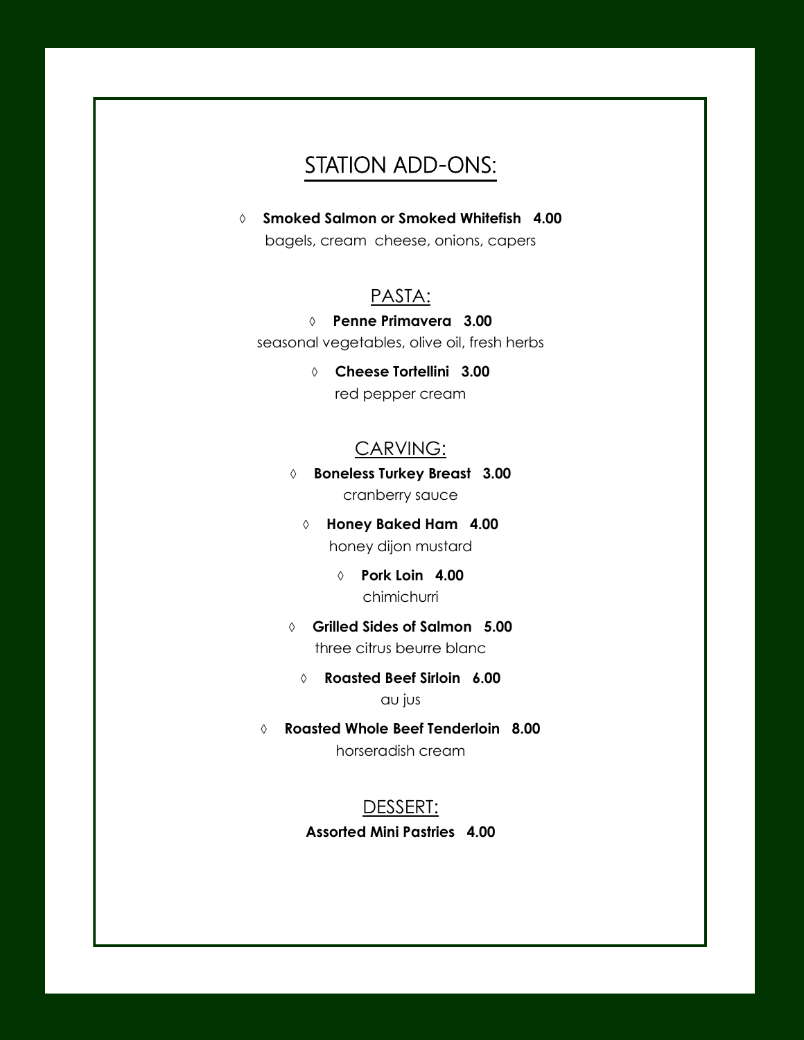# STATION ADD-ONS:

◊ **Smoked Salmon or Smoked Whitefish 4.00**
bagels, cream cheese, onions, capers

## PASTA:

◊ **Penne Primavera 3.00**
seasonal vegetables, olive oil, fresh herbs

◊ **Cheese Tortellini 3.00**
red pepper cream

## CARVING:

◊ **Boneless Turkey Breast 3.00**
cranberry sauce

◊ **Honey Baked Ham 4.00**
honey dijon mustard

◊ **Pork Loin 4.00**
chimichurri

◊ **Grilled Sides of Salmon 5.00**
three citrus beurre blanc

◊ **Roasted Beef Sirloin 6.00**
au jus

◊ **Roasted Whole Beef Tenderloin 8.00**
horseradish cream

## DESSERT:

**Assorted Mini Pastries 4.00**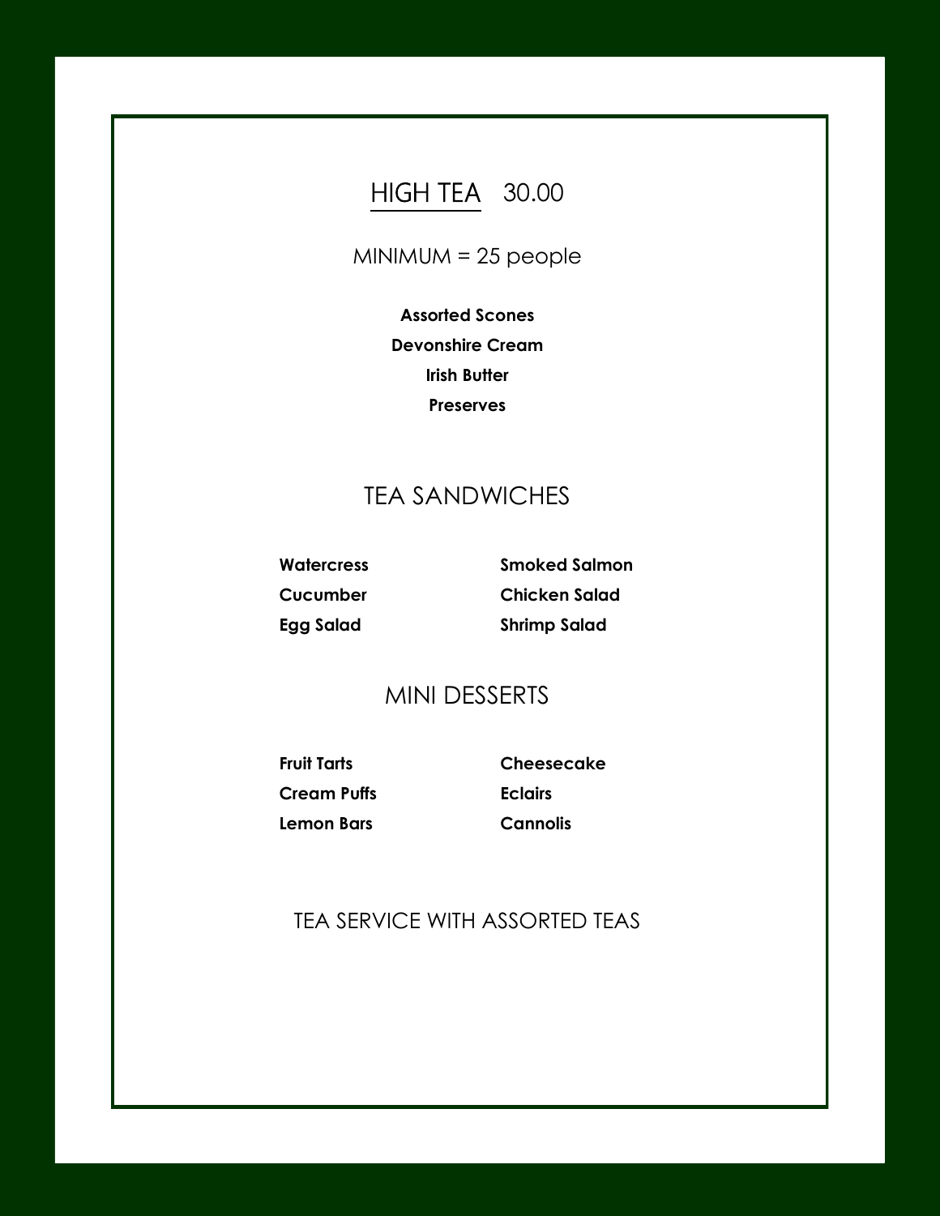# HIGH TEA 30.00

MINIMUM = 25 people

**Assorted Scones**

**Devonshire Cream**

**Irish Butter**

**Preserves**

## TEA SANDWICHES

**Watercress**

**Cucumber**

**Egg Salad**

**Smoked Salmon**

**Chicken Salad**

**Shrimp Salad**

## MINI DESSERTS

**Fruit Tarts**

**Cream Puffs**

**Lemon Bars**

**Cheesecake**

**Eclairs**

**Cannolis**

## TEA SERVICE WITH ASSORTED TEAS